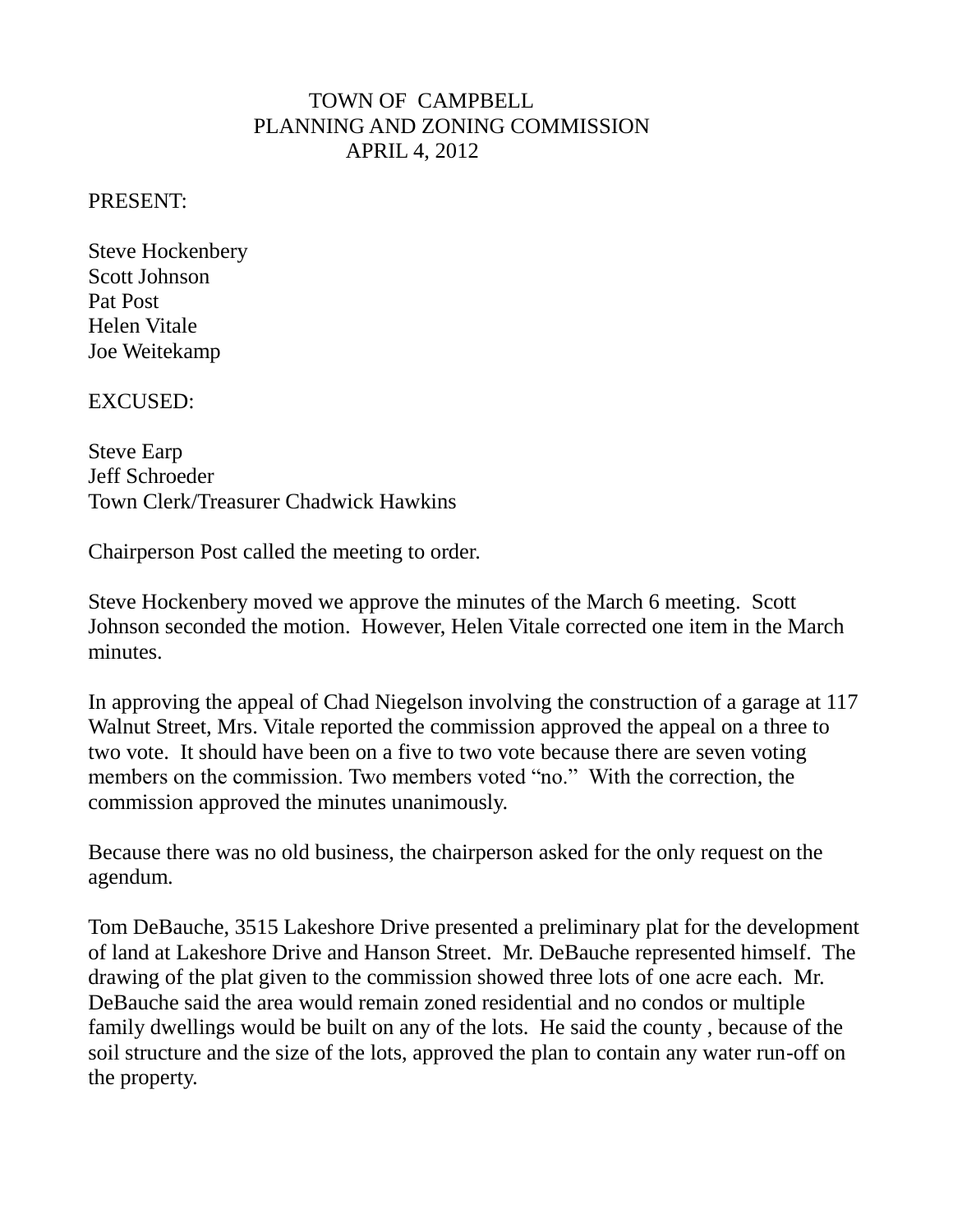# TOWN OF CAMPBELL
## PLANNING AND ZONING COMMISSION
### APRIL 4, 2012

PRESENT:

Steve Hockenbery
Scott Johnson
Pat Post
Helen Vitale
Joe Weitekamp

EXCUSED:

Steve Earp
Jeff Schroeder
Town Clerk/Treasurer Chadwick Hawkins

Chairperson Post called the meeting to order.

Steve Hockenbery moved we approve the minutes of the March 6 meeting. Scott Johnson seconded the motion. However, Helen Vitale corrected one item in the March minutes.

In approving the appeal of Chad Niegelson involving the construction of a garage at 117 Walnut Street, Mrs. Vitale reported the commission approved the appeal on a three to two vote. It should have been on a five to two vote because there are seven voting members on the commission. Two members voted "no." With the correction, the commission approved the minutes unanimously.

Because there was no old business, the chairperson asked for the only request on the agendum.

Tom DeBauche, 3515 Lakeshore Drive presented a preliminary plat for the development of land at Lakeshore Drive and Hanson Street. Mr. DeBauche represented himself. The drawing of the plat given to the commission showed three lots of one acre each. Mr. DeBauche said the area would remain zoned residential and no condos or multiple family dwellings would be built on any of the lots. He said the county , because of the soil structure and the size of the lots, approved the plan to contain any water run-off on the property.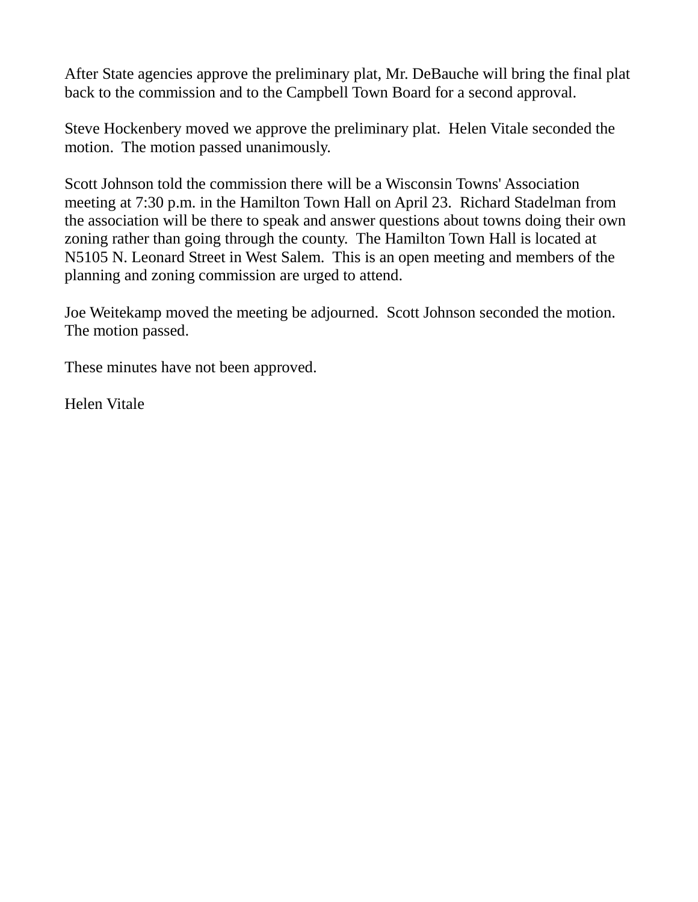After State agencies approve the preliminary plat, Mr. DeBauche will bring the final plat back to the commission and to the Campbell Town Board for a second approval.

Steve Hockenbery moved we approve the preliminary plat. Helen Vitale seconded the motion. The motion passed unanimously.

Scott Johnson told the commission there will be a Wisconsin Towns' Association meeting at 7:30 p.m. in the Hamilton Town Hall on April 23. Richard Stadelman from the association will be there to speak and answer questions about towns doing their own zoning rather than going through the county. The Hamilton Town Hall is located at N5105 N. Leonard Street in West Salem. This is an open meeting and members of the planning and zoning commission are urged to attend.

Joe Weitekamp moved the meeting be adjourned. Scott Johnson seconded the motion. The motion passed.

These minutes have not been approved.

Helen Vitale